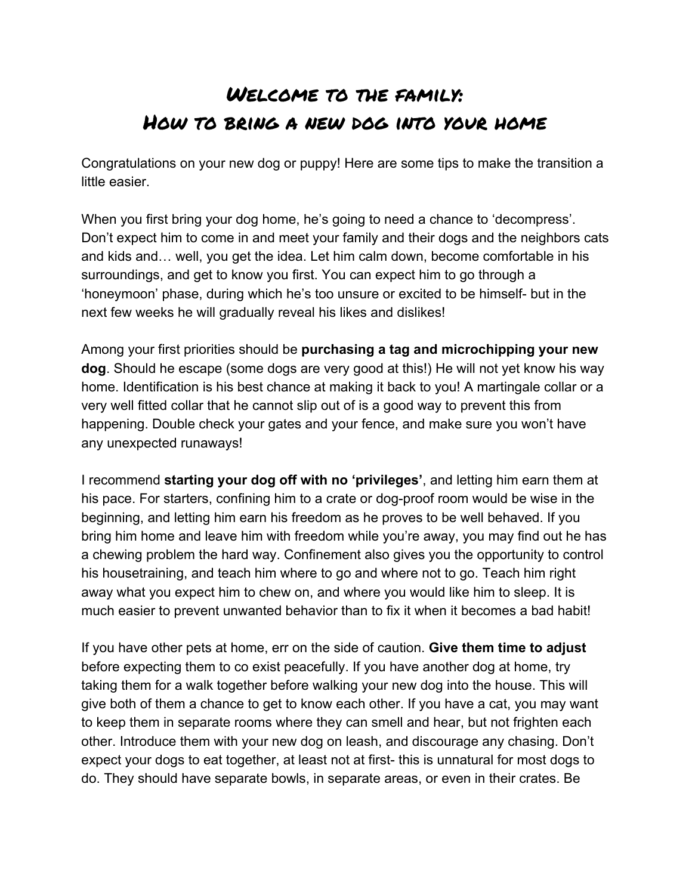# Welcome to the family:
# How to bring a new dog into your home

Congratulations on your new dog or puppy! Here are some tips to make the transition a little easier.

When you first bring your dog home, he's going to need a chance to 'decompress'. Don't expect him to come in and meet your family and their dogs and the neighbors cats and kids and… well, you get the idea. Let him calm down, become comfortable in his surroundings, and get to know you first. You can expect him to go through a 'honeymoon' phase, during which he's too unsure or excited to be himself- but in the next few weeks he will gradually reveal his likes and dislikes!

Among your first priorities should be **purchasing a tag and microchipping your new dog**. Should he escape (some dogs are very good at this!) He will not yet know his way home. Identification is his best chance at making it back to you! A martingale collar or a very well fitted collar that he cannot slip out of is a good way to prevent this from happening. Double check your gates and your fence, and make sure you won't have any unexpected runaways!

I recommend **starting your dog off with no 'privileges'**, and letting him earn them at his pace. For starters, confining him to a crate or dog-proof room would be wise in the beginning, and letting him earn his freedom as he proves to be well behaved. If you bring him home and leave him with freedom while you're away, you may find out he has a chewing problem the hard way. Confinement also gives you the opportunity to control his housetraining, and teach him where to go and where not to go. Teach him right away what you expect him to chew on, and where you would like him to sleep. It is much easier to prevent unwanted behavior than to fix it when it becomes a bad habit!

If you have other pets at home, err on the side of caution. **Give them time to adjust** before expecting them to co exist peacefully. If you have another dog at home, try taking them for a walk together before walking your new dog into the house. This will give both of them a chance to get to know each other. If you have a cat, you may want to keep them in separate rooms where they can smell and hear, but not frighten each other. Introduce them with your new dog on leash, and discourage any chasing. Don't expect your dogs to eat together, at least not at first- this is unnatural for most dogs to do. They should have separate bowls, in separate areas, or even in their crates. Be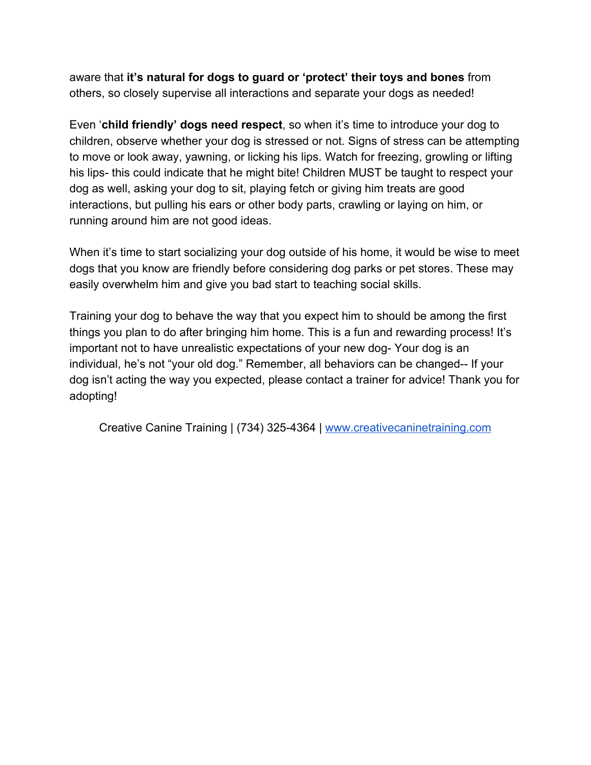aware that **it's natural for dogs to guard or 'protect' their toys and bones** from others, so closely supervise all interactions and separate your dogs as needed!

Even '**child friendly' dogs need respect**, so when it's time to introduce your dog to children, observe whether your dog is stressed or not. Signs of stress can be attempting to move or look away, yawning, or licking his lips. Watch for freezing, growling or lifting his lips- this could indicate that he might bite! Children MUST be taught to respect your dog as well, asking your dog to sit, playing fetch or giving him treats are good interactions, but pulling his ears or other body parts, crawling or laying on him, or running around him are not good ideas.

When it's time to start socializing your dog outside of his home, it would be wise to meet dogs that you know are friendly before considering dog parks or pet stores. These may easily overwhelm him and give you bad start to teaching social skills.

Training your dog to behave the way that you expect him to should be among the first things you plan to do after bringing him home. This is a fun and rewarding process! It's important not to have unrealistic expectations of your new dog- Your dog is an individual, he's not "your old dog." Remember, all behaviors can be changed-- If your dog isn't acting the way you expected, please contact a trainer for advice! Thank you for adopting!

Creative Canine Training | (734) 325-4364 | [www.creativecaninetraining.com](http://www.creativecaninetraining.com)